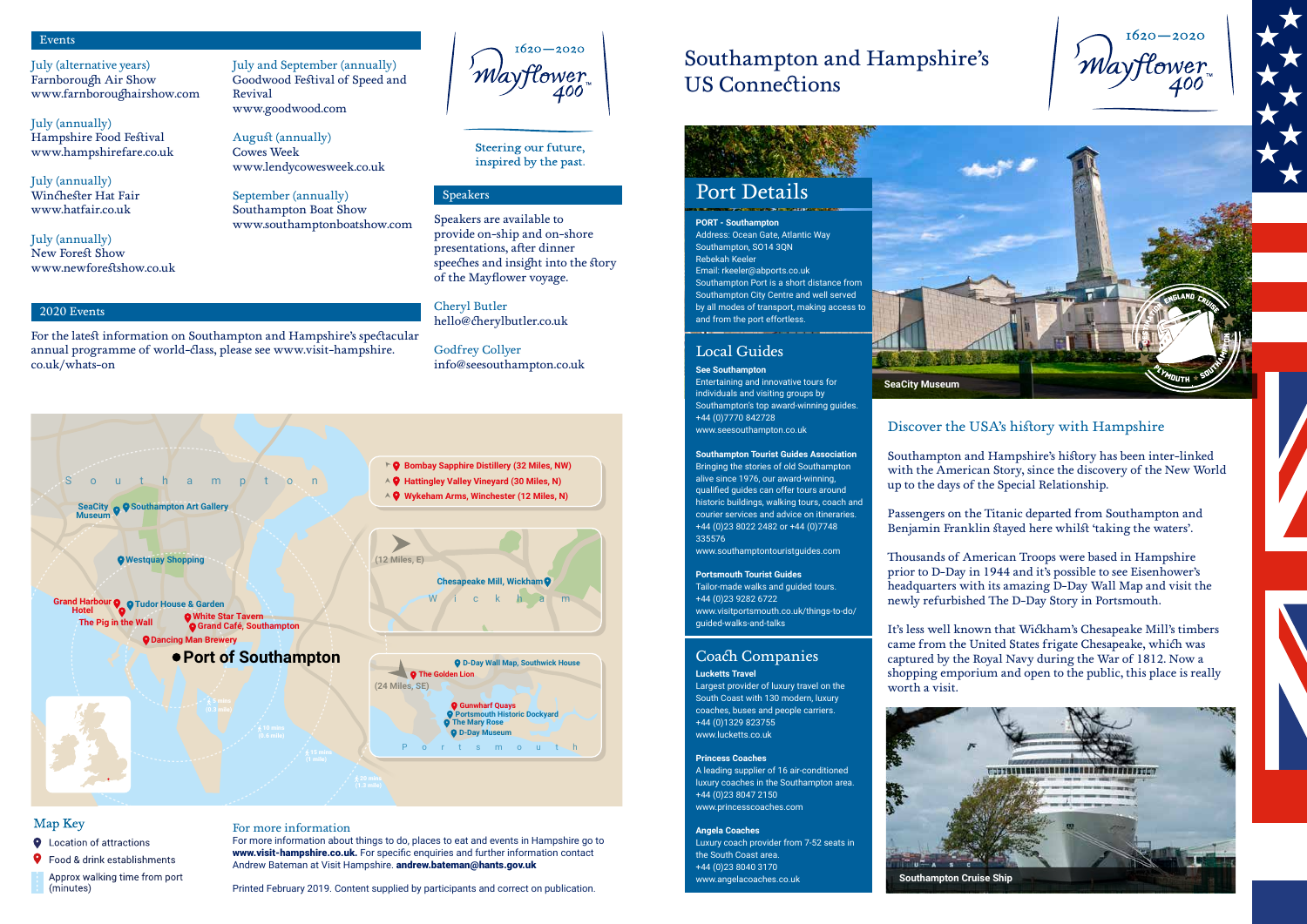## Events

July (alternative years)
Farnborough Air Show
www.farnboroughairshow.com

July (annually)
Hampshire Food Festival
www.hampshirefare.co.uk

July (annually)
Winchester Hat Fair
www.hatfair.co.uk

July (annually)
New Forest Show
www.newforestshow.co.uk

July and September (annually)
Goodwood Festival of Speed and Revival
www.goodwood.com

August (annually)
Cowes Week
www.lendycowesweek.co.uk

September (annually)
Southampton Boat Show
www.southamptonboatshow.com

## 2020 Events

For the latest information on Southampton and Hampshire's spectacular annual programme of world-class, please see www.visit-hampshire.co.uk/whats-on

1620—2020 Mayflower 400

Steering our future, inspired by the past.

## Speakers

Speakers are available to provide on-ship and on-shore presentations, after dinner speeches and insight into the story of the Mayflower voyage.

Cheryl Butler
hello@cherylbutler.co.uk

Godfrey Collyer
info@seesouthampton.co.uk

Southampton

SeaCity Museum
Southampton Art Gallery
Westquay Shopping
Grand Harbour Hotel
Tudor House & Garden
The Pig in the Wall
White Star Tavern
Grand Café, Southampton
Dancing Man Brewery
**Port of Southampton**

5 mins (0.3 mile)
10 mins (0.6 mile)
15 mins (1 mile)
20 mins (1.3 mile)

Bombay Sapphire Distillery (32 Miles, NW)
Hattingley Valley Vineyard (30 Miles, N)
Wykeham Arms, Winchester (12 Miles, N)

(12 Miles, E)
Chesapeake Mill, Wickham
Wickham

D-Day Wall Map, Southwick House
The Golden Lion
(24 Miles, SE)
Gunwharf Quays
Portsmouth Historic Dockyard
The Mary Rose
D-Day Museum
Portsmouth

### Map Key

- Location of attractions
- Food & drink establishments
- Approx walking time from port (minutes)

### For more information

For more information about things to do, places to eat and events in Hampshire go to **www.visit-hampshire.co.uk.** For specific enquiries and further information contact Andrew Bateman at Visit Hampshire. **andrew.bateman@hants.gov.uk**

Printed February 2019. Content supplied by participants and correct on publication.

# Southampton and Hampshire's US Connections

1620—2020 Mayflower 400

## Port Details

**PORT - Southampton**
Address: Ocean Gate, Atlantic Way
Southampton, SO14 3QN
Rebekah Keeler
Email: rkeeler@abports.co.uk
Southampton Port is a short distance from Southampton City Centre and well served by all modes of transport, making access to and from the port effortless.

## Local Guides

**See Southampton**
Entertaining and innovative tours for individuals and visiting groups by Southampton's top award-winning guides.
+44 (0)7770 842728
www.seesouthampton.co.uk

**Southampton Tourist Guides Association**
Bringing the stories of old Southampton alive since 1976, our award-winning, qualified guides can offer tours around historic buildings, walking tours, coach and courier services and advice on itineraries.
+44 (0)23 8022 2482 or +44 (0)7748 335576
www.southamptontouristguides.com

**Portsmouth Tourist Guides**
Tailor-made walks and guided tours.
+44 (0)23 9282 6722
www.visitportsmouth.co.uk/things-to-do/guided-walks-and-talks

## Coach Companies

**Lucketts Travel**
Largest provider of luxury travel on the South Coast with 130 modern, luxury coaches, buses and people carriers.
+44 (0)1329 823755
www.lucketts.co.uk

**Princess Coaches**
A leading supplier of 16 air-conditioned luxury coaches in the Southampton area.
+44 (0)23 8047 2150
www.princesscoaches.com

**Angela Coaches**
Luxury coach provider from 7-52 seats in the South Coast area.
+44 (0)23 8040 3170
www.angelacoaches.co.uk

SeaCity Museum

England Cruise · Plymouth · Southampton

## Discover the USA's history with Hampshire

Southampton and Hampshire's history has been inter-linked with the American Story, since the discovery of the New World up to the days of the Special Relationship.

Passengers on the Titanic departed from Southampton and Benjamin Franklin stayed here whilst 'taking the waters'.

Thousands of American Troops were based in Hampshire prior to D-Day in 1944 and it's possible to see Eisenhower's headquarters with its amazing D-Day Wall Map and visit the newly refurbished The D-Day Story in Portsmouth.

It's less well known that Wickham's Chesapeake Mill's timbers came from the United States frigate Chesapeake, which was captured by the Royal Navy during the War of 1812. Now a shopping emporium and open to the public, this place is really worth a visit.

Southampton Cruise Ship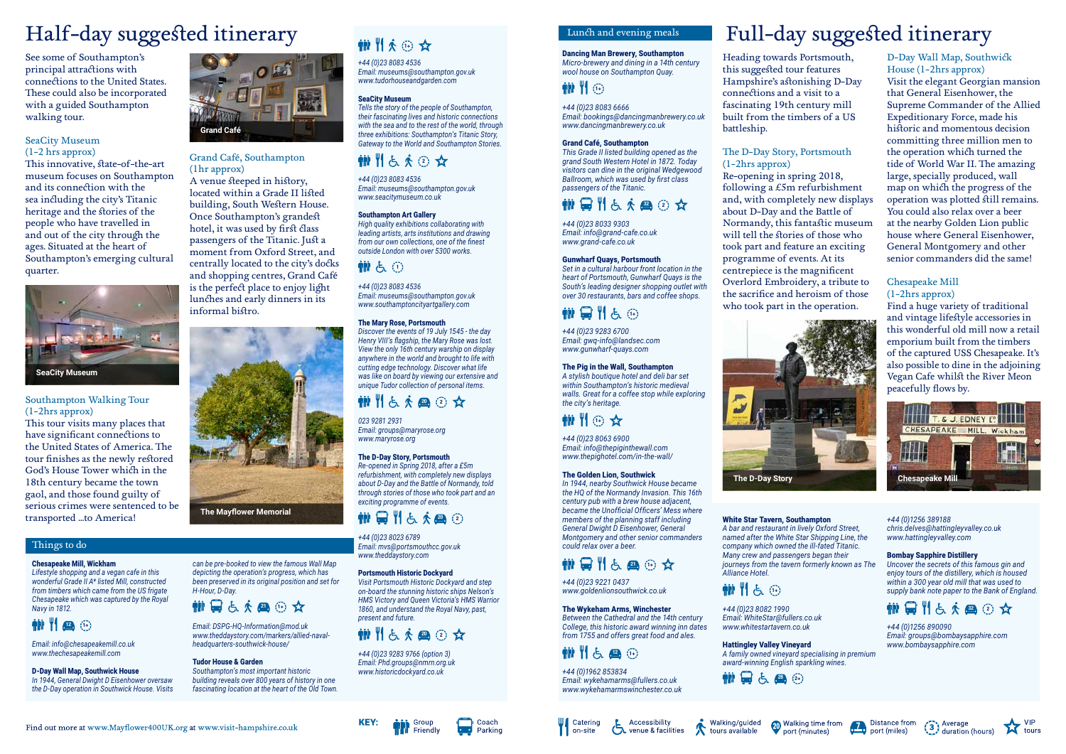# Half-day suggested itinerary

See some of Southampton's principal attractions with connections to the United States. These could also be incorporated with a guided Southampton walking tour.

## SeaCity Museum
(1-2 hrs approx)

This innovative, state-of-the-art museum focuses on Southampton and its connection with the sea including the city's Titanic heritage and the stories of the people who have travelled in and out of the city through the ages. Situated at the heart of Southampton's emerging cultural quarter.

SeaCity Museum

## Southampton Walking Tour
(1-2hrs approx)

This tour visits many places that have significant connections to the United States of America. The tour finishes as the newly restored God's House Tower which in the 18th century became the town gaol, and those found guilty of serious crimes were sentenced to be transported ...to America!

Grand Café

## Grand Café, Southampton
(1hr approx)

A venue steeped in history, located within a Grade II listed building, South Western House. Once Southampton's grandest hotel, it was used by first class passengers of the Titanic. Just a moment from Oxford Street, and centrally located to the city's docks and shopping centres, Grand Café is the perfect place to enjoy light lunches and early dinners in its informal bistro.

The Mayflower Memorial

## Things to do

**Chesapeake Mill, Wickham**
*Lifestyle shopping and a vegan cafe in this wonderful Grade II A* listed Mill, constructed from timbers which came from the US frigate Chesapeake which was captured by the Royal Navy in 1812.*

12 1½

Email: info@chesapeakemill.co.uk
www.thechesapeakemill.com

**D-Day Wall Map, Southwick House**
*In 1944, General Dwight D Eisenhower oversaw the D-Day operation in Southwick House. Visits can be pre-booked to view the famous Wall Map depicting the operation's progress, which has been preserved in its original position and set for H-Hour, D-Day.*

21 1½

Email: DSPG-HQ-Information@mod.uk
www.theddaystory.com/markers/allied-naval-headquarters-southwick-house/

**Tudor House & Garden**
*Southampton's most important historic building reveals over 800 years of history in one fascinating location at the heart of the Old Town.*

1½

+44 (0)23 8083 4536
Email: museums@southampton.gov.uk
www.tudorhouseandgarden.com

**SeaCity Museum**
*Tells the story of the people of Southampton, their fascinating lives and historic connections with the sea and to the rest of the world, through three exhibitions: Southampton's Titanic Story, Gateway to the World and Southampton Stories.*

2

+44 (0)23 8083 4536
Email: museums@southampton.gov.uk
www.seacitymuseum.co.uk

**Southampton Art Gallery**
*High quality exhibitions collaborating with leading artists, arts institutions and drawing from our own collections, one of the finest outside London with over 5300 works.*

1

+44 (0)23 8083 4536
Email: museums@southampton.gov.uk
www.southamptoncityartgallery.com

**The Mary Rose, Portsmouth**
*Discover the events of 19 July 1545 - the day Henry VIII's flagship, the Mary Rose was lost. View the only 16th century warship on display anywhere in the world and brought to life with cutting edge technology. Discover what life was like on board by viewing our extensive and unique Tudor collection of personal items.*

20 2

023 9281 2931
Email: groups@maryrose.org
www.maryrose.org

**The D-Day Story, Portsmouth**
*Re-opened in Spring 2018, after a £5m refurbishment, with completely new displays about D-Day and the Battle of Normandy, told through stories of those who took part and an exciting programme of events.*

20 2

+44 (0)23 8023 6789
Email: mvs@portsmouthcc.gov.uk
www.theddaystory.com

**Portsmouth Historic Dockyard**
*Visit Portsmouth Historic Dockyard and step on-board the stunning historic ships Nelson's HMS Victory and Queen Victoria's HMS Warrior 1860, and understand the Royal Navy, past, present and future.*

20 2

+44 (0)23 9283 9766 (option 3)
Email: Phd.groups@nmrn.org.uk
www.historicdockyard.co.uk

Find out more at www.Mayflower400UK.org at www.visit-hampshire.co.uk

## Lunch and evening meals

**Dancing Man Brewery, Southampton**
*Micro-brewery and dining in a 14th century wool house on Southampton Quay.*

1½

+44 (0)23 8083 6666
Email: bookings@dancingmanbrewery.co.uk
www.dancingmanbrewery.co.uk

**Grand Café, Southampton**
*This Grade II listed building opened as the grand South Western Hotel in 1872. Today visitors can dine in the original Wedgewood Ballroom, which was used by first class passengers of the Titanic.*

32 2

+44 (0)23 8033 9303
Email: info@grand-cafe.co.uk
www.grand-cafe.co.uk

**Gunwharf Quays, Portsmouth**
*Set in a cultural harbour front location in the heart of Portsmouth, Gunwharf Quays is the South's leading designer shopping outlet with over 30 restaurants, bars and coffee shops.*

1½

+44 (0)23 9283 6700
Email: gwq-info@landsec.com
www.gunwharf-quays.com

**The Pig in the Wall, Southampton**
*A stylish boutique hotel and deli bar set within Southampton's historic medieval walls. Great for a coffee stop while exploring the city's heritage.*

1½

+44 (0)23 8063 6900
Email: info@thepiginthewall.com
www.thepighotel.com/in-the-wall/

**The Golden Lion, Southwick**
*In 1944, nearby Southwick House became the HQ of the Normandy Invasion. This 16th century pub with a brew house adjacent, became the Unofficial Officers' Mess where members of the planning staff including General Dwight D Eisenhower, General Montgomery and other senior commanders could relax over a beer.*

21 1½

+44 (0)23 9221 0437
www.goldenlionsouthwick.co.uk

**The Wykeham Arms, Winchester**
*Between the Cathedral and the 14th century College, this historic award winning inn dates from 1755 and offers great food and ales.*

1½

+44 (0)1962 853834
Email: wykehamarms@fullers.co.uk
www.wykehamarmswinchester.co.uk

**White Star Tavern, Southampton**
*A bar and restaurant in lively Oxford Street, named after the White Star Shipping Line, the company which owned the ill-fated Titanic. Many crew and passengers began their journeys from the tavern formerly known as The Alliance Hotel.*

1½

+44 (0)23 8082 1990
Email: WhiteStar@fullers.co.uk
www.whitestartavern.co.uk

**Hattingley Valley Vineyard**
*A family owned vineyard specialising in premium award-winning English sparkling wines.*

2½

+44 (0)1256 389188
chris.delves@hattingleyvalley.co.uk
www.hattingleyvalley.com

**Bombay Sapphire Distillery**
*Uncover the secrets of this famous gin and enjoy tours of the distillery, which is housed within a 300 year old mill that was used to supply bank note paper to the Bank of England.*

32 2

+44 (0)1256 890090
Email: groups@bombaysapphire.com
www.bombaysapphire.com

# Full-day suggested itinerary

Heading towards Portsmouth, this suggested tour features Hampshire's astonishing D-Day connections and a visit to a fascinating 19th century mill built from the timbers of a US battleship.

## The D-Day Story, Portsmouth
(1-2hrs approx)

Re-opening in spring 2018, following a £5m refurbishment and, with completely new displays about D-Day and the Battle of Normandy, this fantastic museum will tell the stories of those who took part and feature an exciting programme of events. At its centrepiece is the magnificent Overlord Embroidery, a tribute to the sacrifice and heroism of those who took part in the operation.

The D-Day Story

## D-Day Wall Map, Southwick House (1-2hrs approx)

Visit the elegant Georgian mansion that General Eisenhower, the Supreme Commander of the Allied Expeditionary Force, made his historic and momentous decision committing three million men to the operation which turned the tide of World War II. The amazing large, specially produced, wall map on which the progress of the operation was plotted still remains. You could also relax over a beer at the nearby Golden Lion public house where General Eisenhower, General Montgomery and other senior commanders did the same!

## Chesapeake Mill
(1-2hrs approx)

Find a huge variety of traditional and vintage lifestyle accessories in this wonderful old mill now a retail emporium built from the timbers of the captured USS Chesapeake. It's also possible to dine in the adjoining Vegan Cafe whilst the River Meon peacefully flows by.

Chesapeake Mill

**KEY:** Group Friendly · Coach Parking · Catering on-site · Accessibility venue & facilities · Walking/guided tours available · Walking time from port (minutes) · Distance from port (miles) · Average duration (hours) · VIP tours